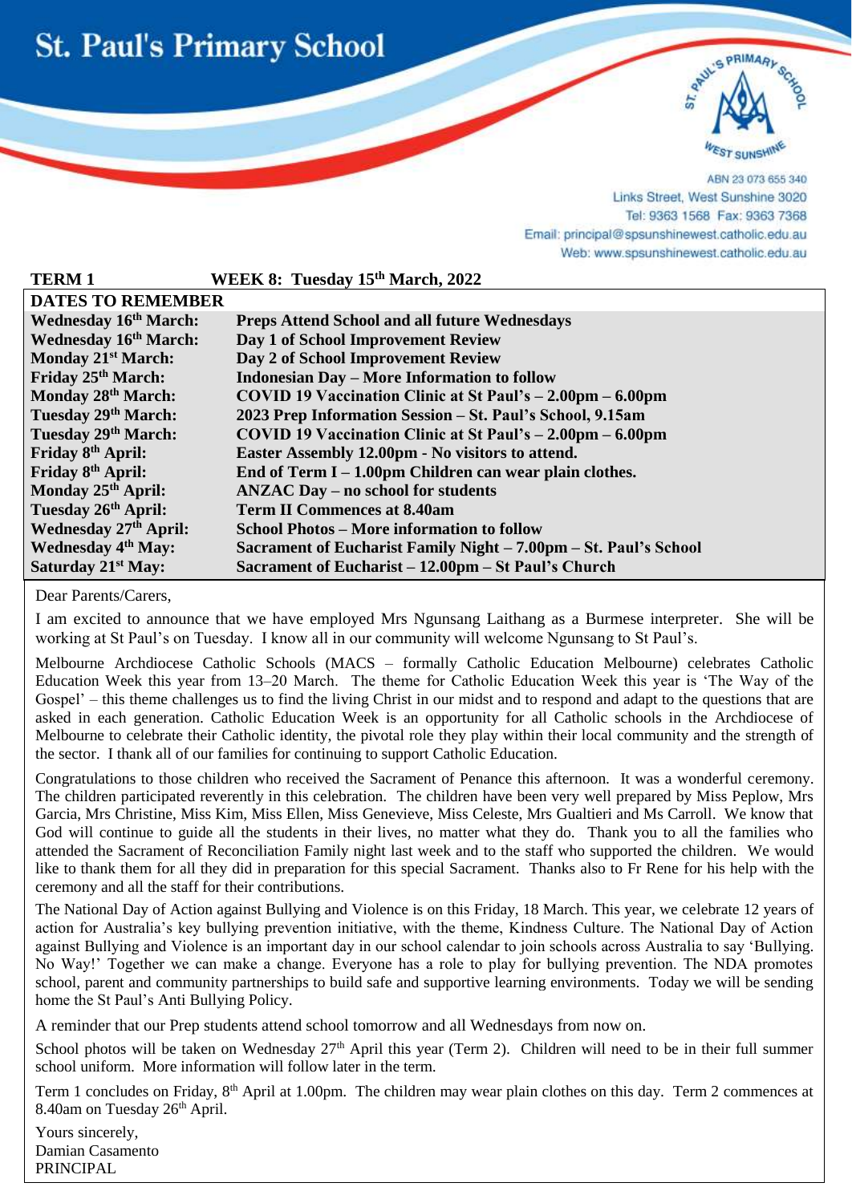# St. Paul's Primary School

ST. PAUL'S PRIMARY SCHOOL
WEST SUNSHINE

ABN 23 073 655 340
Links Street, West Sunshine 3020
Tel: 9363 1568 Fax: 9363 7368
Email: principal@spsunshinewest.catholic.edu.au
Web: www.spsunshinewest.catholic.edu.au

**TERM 1 WEEK 8: Tuesday 15th March, 2022**

| DATES TO REMEMBER | |
|---|---|
| **Wednesday 16th March:** | **Preps Attend School and all future Wednesdays** |
| **Wednesday 16th March:** | **Day 1 of School Improvement Review** |
| **Monday 21st March:** | **Day 2 of School Improvement Review** |
| **Friday 25th March:** | **Indonesian Day – More Information to follow** |
| **Monday 28th March:** | **COVID 19 Vaccination Clinic at St Paul's – 2.00pm – 6.00pm** |
| **Tuesday 29th March:** | **2023 Prep Information Session – St. Paul's School, 9.15am** |
| **Tuesday 29th March:** | **COVID 19 Vaccination Clinic at St Paul's – 2.00pm – 6.00pm** |
| **Friday 8th April:** | **Easter Assembly 12.00pm - No visitors to attend.** |
| **Friday 8th April:** | **End of Term I – 1.00pm Children can wear plain clothes.** |
| **Monday 25th April:** | **ANZAC Day – no school for students** |
| **Tuesday 26th April:** | **Term II Commences at 8.40am** |
| **Wednesday 27th April:** | **School Photos – More information to follow** |
| **Wednesday 4th May:** | **Sacrament of Eucharist Family Night – 7.00pm – St. Paul's School** |
| **Saturday 21st May:** | **Sacrament of Eucharist – 12.00pm – St Paul's Church** |

Dear Parents/Carers,

I am excited to announce that we have employed Mrs Ngunsang Laithang as a Burmese interpreter. She will be working at St Paul's on Tuesday. I know all in our community will welcome Ngunsang to St Paul's.

Melbourne Archdiocese Catholic Schools (MACS – formally Catholic Education Melbourne) celebrates Catholic Education Week this year from 13–20 March. The theme for Catholic Education Week this year is 'The Way of the Gospel' – this theme challenges us to find the living Christ in our midst and to respond and adapt to the questions that are asked in each generation. Catholic Education Week is an opportunity for all Catholic schools in the Archdiocese of Melbourne to celebrate their Catholic identity, the pivotal role they play within their local community and the strength of the sector. I thank all of our families for continuing to support Catholic Education.

Congratulations to those children who received the Sacrament of Penance this afternoon. It was a wonderful ceremony. The children participated reverently in this celebration. The children have been very well prepared by Miss Peplow, Mrs Garcia, Mrs Christine, Miss Kim, Miss Ellen, Miss Genevieve, Miss Celeste, Mrs Gualtieri and Ms Carroll. We know that God will continue to guide all the students in their lives, no matter what they do. Thank you to all the families who attended the Sacrament of Reconciliation Family night last week and to the staff who supported the children. We would like to thank them for all they did in preparation for this special Sacrament. Thanks also to Fr Rene for his help with the ceremony and all the staff for their contributions.

The National Day of Action against Bullying and Violence is on this Friday, 18 March. This year, we celebrate 12 years of action for Australia's key bullying prevention initiative, with the theme, Kindness Culture. The National Day of Action against Bullying and Violence is an important day in our school calendar to join schools across Australia to say 'Bullying. No Way!' Together we can make a change. Everyone has a role to play for bullying prevention. The NDA promotes school, parent and community partnerships to build safe and supportive learning environments. Today we will be sending home the St Paul's Anti Bullying Policy.

A reminder that our Prep students attend school tomorrow and all Wednesdays from now on.

School photos will be taken on Wednesday 27th April this year (Term 2). Children will need to be in their full summer school uniform. More information will follow later in the term.

Term 1 concludes on Friday, 8th April at 1.00pm. The children may wear plain clothes on this day. Term 2 commences at 8.40am on Tuesday 26th April.

Yours sincerely,
Damian Casamento
PRINCIPAL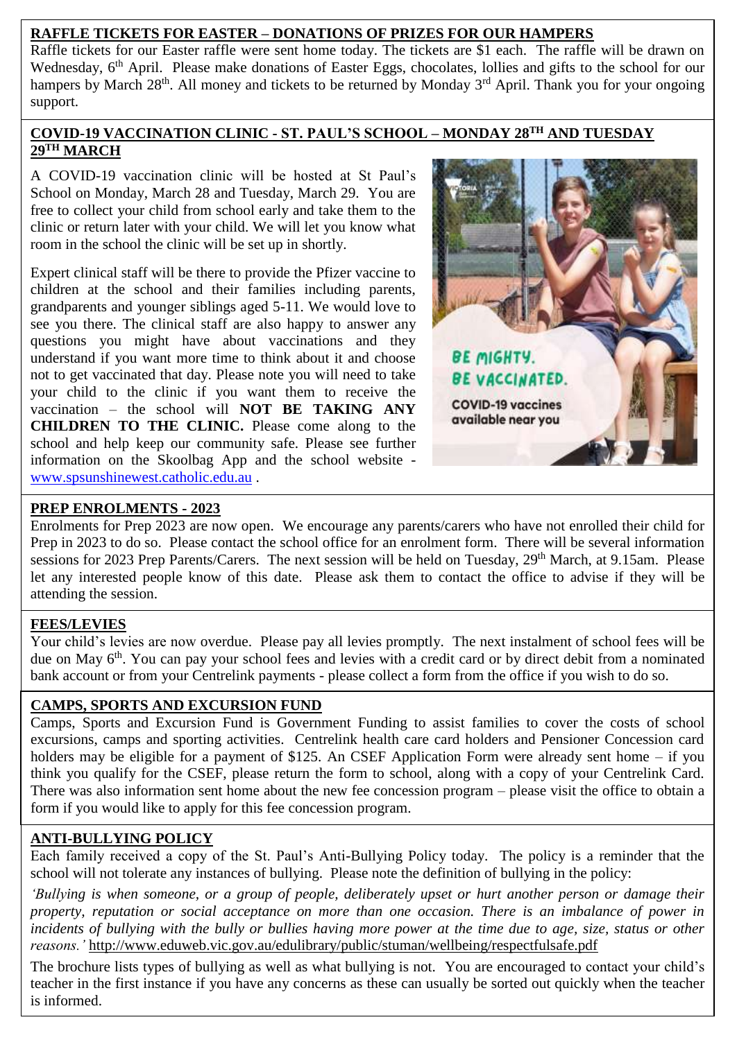**RAFFLE TICKETS FOR EASTER – DONATIONS OF PRIZES FOR OUR HAMPERS**

Raffle tickets for our Easter raffle were sent home today. The tickets are $1 each. The raffle will be drawn on Wednesday, 6th April. Please make donations of Easter Eggs, chocolates, lollies and gifts to the school for our hampers by March 28th. All money and tickets to be returned by Monday 3rd April. Thank you for your ongoing support.

**COVID-19 VACCINATION CLINIC - ST. PAUL'S SCHOOL – MONDAY 28TH AND TUESDAY 29TH MARCH**

A COVID-19 vaccination clinic will be hosted at St Paul's School on Monday, March 28 and Tuesday, March 29. You are free to collect your child from school early and take them to the clinic or return later with your child. We will let you know what room in the school the clinic will be set up in shortly.

Expert clinical staff will be there to provide the Pfizer vaccine to children at the school and their families including parents, grandparents and younger siblings aged 5-11. We would love to see you there. The clinical staff are also happy to answer any questions you might have about vaccinations and they understand if you want more time to think about it and choose not to get vaccinated that day. Please note you will need to take your child to the clinic if you want them to receive the vaccination – the school will **NOT BE TAKING ANY CHILDREN TO THE CLINIC.** Please come along to the school and help keep our community safe. Please see further information on the Skoolbag App and the school website - www.spsunshinewest.catholic.edu.au .

BE MIGHTY.
BE VACCINATED.
COVID-19 vaccines available near you

**PREP ENROLMENTS - 2023**

Enrolments for Prep 2023 are now open. We encourage any parents/carers who have not enrolled their child for Prep in 2023 to do so. Please contact the school office for an enrolment form. There will be several information sessions for 2023 Prep Parents/Carers. The next session will be held on Tuesday, 29th March, at 9.15am. Please let any interested people know of this date. Please ask them to contact the office to advise if they will be attending the session.

**FEES/LEVIES**

Your child's levies are now overdue. Please pay all levies promptly. The next instalment of school fees will be due on May 6th. You can pay your school fees and levies with a credit card or by direct debit from a nominated bank account or from your Centrelink payments - please collect a form from the office if you wish to do so.

**CAMPS, SPORTS AND EXCURSION FUND**

Camps, Sports and Excursion Fund is Government Funding to assist families to cover the costs of school excursions, camps and sporting activities. Centrelink health care card holders and Pensioner Concession card holders may be eligible for a payment of $125. An CSEF Application Form were already sent home – if you think you qualify for the CSEF, please return the form to school, along with a copy of your Centrelink Card. There was also information sent home about the new fee concession program – please visit the office to obtain a form if you would like to apply for this fee concession program.

**ANTI-BULLYING POLICY**

Each family received a copy of the St. Paul's Anti-Bullying Policy today. The policy is a reminder that the school will not tolerate any instances of bullying. Please note the definition of bullying in the policy:

*'Bullying is when someone, or a group of people, deliberately upset or hurt another person or damage their property, reputation or social acceptance on more than one occasion. There is an imbalance of power in incidents of bullying with the bully or bullies having more power at the time due to age, size, status or other reasons.'* http://www.eduweb.vic.gov.au/edulibrary/public/stuman/wellbeing/respectfulsafe.pdf

The brochure lists types of bullying as well as what bullying is not. You are encouraged to contact your child's teacher in the first instance if you have any concerns as these can usually be sorted out quickly when the teacher is informed.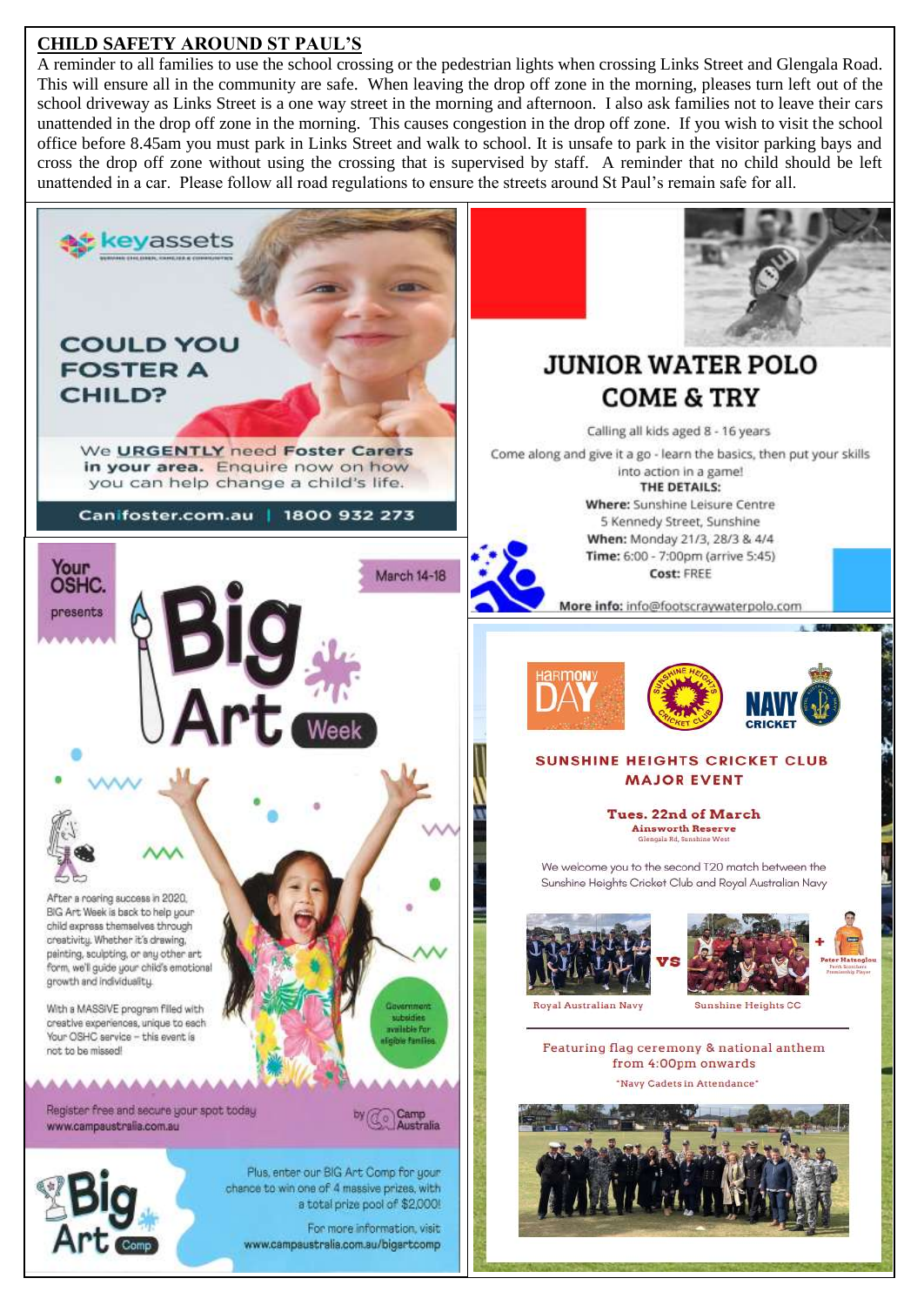## CHILD SAFETY AROUND ST PAUL'S

A reminder to all families to use the school crossing or the pedestrian lights when crossing Links Street and Glengala Road. This will ensure all in the community are safe. When leaving the drop off zone in the morning, pleases turn left out of the school driveway as Links Street is a one way street in the morning and afternoon. I also ask families not to leave their cars unattended in the drop off zone in the morning. This causes congestion in the drop off zone. If you wish to visit the school office before 8.45am you must park in Links Street and walk to school. It is unsafe to park in the visitor parking bays and cross the drop off zone without using the crossing that is supervised by staff. A reminder that no child should be left unattended in a car. Please follow all road regulations to ensure the streets around St Paul's remain safe for all.

---

keyassets

**COULD YOU FOSTER A CHILD?**

We **URGENTLY** need **Foster Carers in your area.** Enquire now on how you can help change a child's life.

**Canifoster.com.au | 1800 932 273**

---

## JUNIOR WATER POLO COME & TRY

Calling all kids aged 8 - 16 years

Come along and give it a go - learn the basics, then put your skills into action in a game!

**THE DETAILS:**

**Where:** Sunshine Leisure Centre
5 Kennedy Street, Sunshine

**When:** Monday 21/3, 28/3 & 4/4

**Time:** 6:00 - 7:00pm (arrive 5:45)

**Cost:** FREE

**More info:** info@footscraywaterpolo.com

---

Your OSHC. presents

## Big Art Week

March 14-18

After a roaring success in 2020, BIG Art Week is back to help your child express themselves through creativity. Whether it's drawing, painting, sculpting, or any other art form, we'll guide your child's emotional growth and individuality.

With a MASSIVE program filled with creative experiences, unique to each Your OSHC service – this event is not to be missed!

Government subsidies available for eligible families.

Register free and secure your spot today
www.campaustralia.com.au

by Camp Australia

**Big Art Comp**

Plus, enter our BIG Art Comp for your chance to win one of 4 massive prizes, with a total prize pool of $2,000!

For more information, visit www.campaustralia.com.au/bigartcomp

---

HARMONY DAY | NAVY CRICKET

**SUNSHINE HEIGHTS CRICKET CLUB MAJOR EVENT**

**Tues. 22nd of March**
**Ainsworth Reserve**
Glengala Rd, Sunshine West

We welcome you to the second T20 match between the Sunshine Heights Cricket Club and Royal Australian Navy

Royal Australian Navy **VS** Sunshine Heights CC + Peter Hatzoglou

Featuring flag ceremony & national anthem from 4:00pm onwards

"Navy Cadets in Attendance"